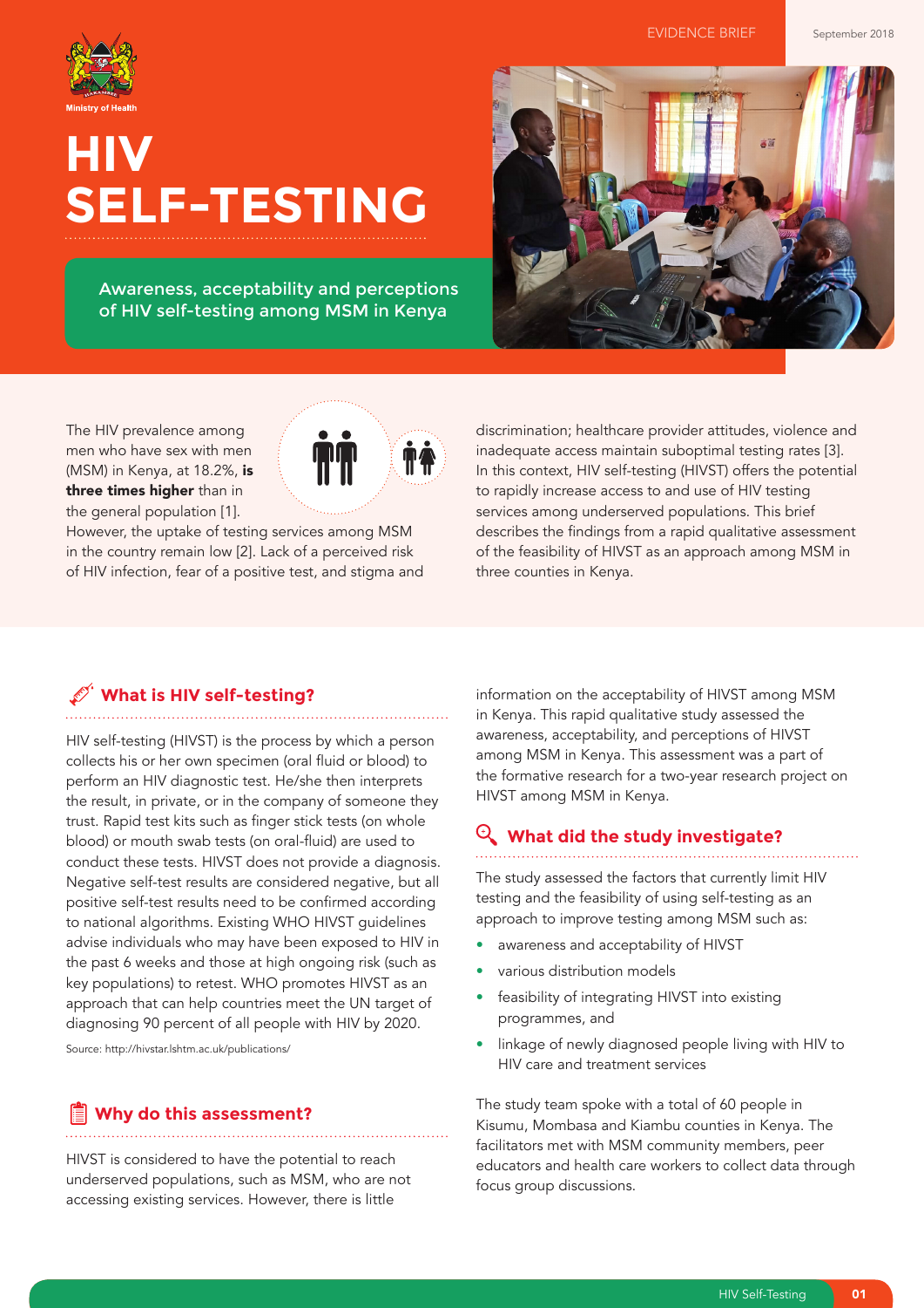Ministry of Health

EVIDENCE BRIEF

September 2018

# HIV SELF-TESTING

## Awareness, acceptability and perceptions of HIV self-testing among MSM in Kenya

The HIV prevalence among men who have sex with men (MSM) in Kenya, at 18.2%, **is three times higher** than in the general population [1]. However, the uptake of testing services among MSM in the country remain low [2]. Lack of a perceived risk of HIV infection, fear of a positive test, and stigma and discrimination; healthcare provider attitudes, violence and inadequate access maintain suboptimal testing rates [3]. In this context, HIV self-testing (HIVST) offers the potential to rapidly increase access to and use of HIV testing services among underserved populations. This brief describes the findings from a rapid qualitative assessment of the feasibility of HIVST as an approach among MSM in three counties in Kenya.

### What is HIV self-testing?

HIV self-testing (HIVST) is the process by which a person collects his or her own specimen (oral fluid or blood) to perform an HIV diagnostic test. He/she then interprets the result, in private, or in the company of someone they trust. Rapid test kits such as finger stick tests (on whole blood) or mouth swab tests (on oral-fluid) are used to conduct these tests. HIVST does not provide a diagnosis. Negative self-test results are considered negative, but all positive self-test results need to be confirmed according to national algorithms. Existing WHO HIVST guidelines advise individuals who may have been exposed to HIV in the past 6 weeks and those at high ongoing risk (such as key populations) to retest. WHO promotes HIVST as an approach that can help countries meet the UN target of diagnosing 90 percent of all people with HIV by 2020.

Source: http://hivstar.lshtm.ac.uk/publications/

### Why do this assessment?

HIVST is considered to have the potential to reach underserved populations, such as MSM, who are not accessing existing services. However, there is little information on the acceptability of HIVST among MSM in Kenya. This rapid qualitative study assessed the awareness, acceptability, and perceptions of HIVST among MSM in Kenya. This assessment was a part of the formative research for a two-year research project on HIVST among MSM in Kenya.

### What did the study investigate?

The study assessed the factors that currently limit HIV testing and the feasibility of using self-testing as an approach to improve testing among MSM such as:

- awareness and acceptability of HIVST
- various distribution models
- feasibility of integrating HIVST into existing programmes, and
- linkage of newly diagnosed people living with HIV to HIV care and treatment services

The study team spoke with a total of 60 people in Kisumu, Mombasa and Kiambu counties in Kenya. The facilitators met with MSM community members, peer educators and health care workers to collect data through focus group discussions.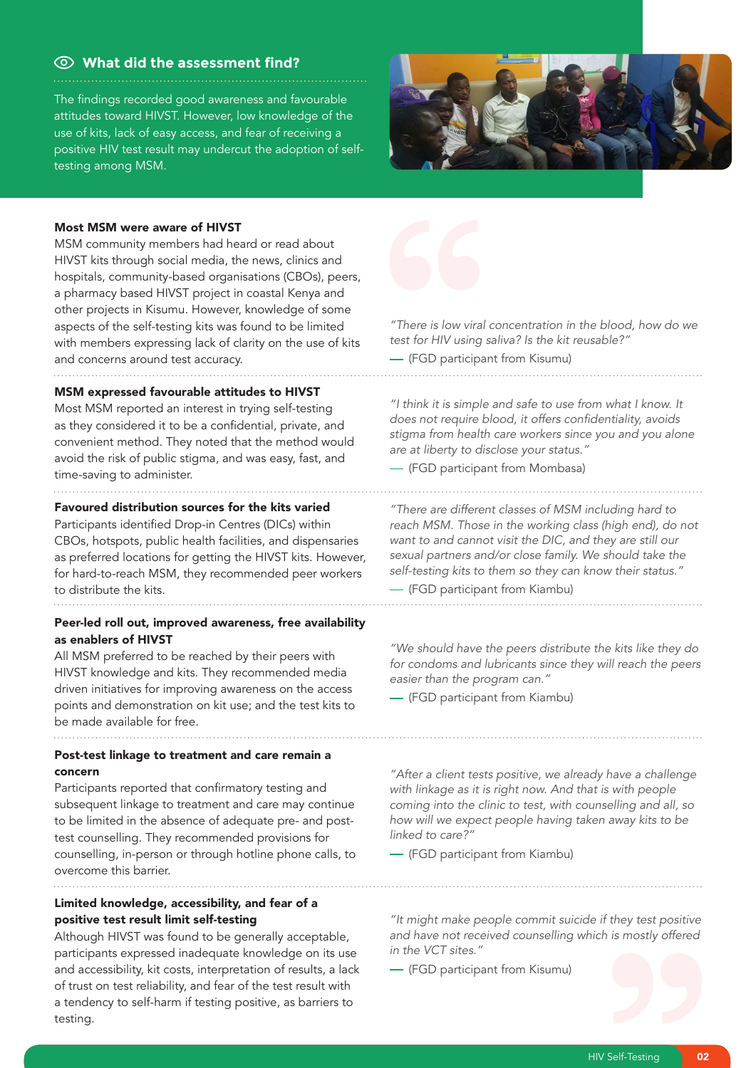## What did the assessment find?

The findings recorded good awareness and favourable attitudes toward HIVST. However, low knowledge of the use of kits, lack of easy access, and fear of receiving a positive HIV test result may undercut the adoption of self-testing among MSM.

**Most MSM were aware of HIVST**

MSM community members had heard or read about HIVST kits through social media, the news, clinics and hospitals, community-based organisations (CBOs), peers, a pharmacy based HIVST project in coastal Kenya and other projects in Kisumu. However, knowledge of some aspects of the self-testing kits was found to be limited with members expressing lack of clarity on the use of kits and concerns around test accuracy.

*"There is low viral concentration in the blood, how do we test for HIV using saliva? Is the kit reusable?"*

— (FGD participant from Kisumu)

**MSM expressed favourable attitudes to HIVST**

Most MSM reported an interest in trying self-testing as they considered it to be a confidential, private, and convenient method. They noted that the method would avoid the risk of public stigma, and was easy, fast, and time-saving to administer.

*"I think it is simple and safe to use from what I know. It does not require blood, it offers confidentiality, avoids stigma from health care workers since you and you alone are at liberty to disclose your status."*

— (FGD participant from Mombasa)

**Favoured distribution sources for the kits varied**

Participants identified Drop-in Centres (DICs) within CBOs, hotspots, public health facilities, and dispensaries as preferred locations for getting the HIVST kits. However, for hard-to-reach MSM, they recommended peer workers to distribute the kits.

*"There are different classes of MSM including hard to reach MSM. Those in the working class (high end), do not want to and cannot visit the DIC, and they are still our sexual partners and/or close family. We should take the self-testing kits to them so they can know their status."*

— (FGD participant from Kiambu)

**Peer-led roll out, improved awareness, free availability as enablers of HIVST**

All MSM preferred to be reached by their peers with HIVST knowledge and kits. They recommended media driven initiatives for improving awareness on the access points and demonstration on kit use; and the test kits to be made available for free.

*"We should have the peers distribute the kits like they do for condoms and lubricants since they will reach the peers easier than the program can."*

— (FGD participant from Kiambu)

**Post-test linkage to treatment and care remain a concern**

Participants reported that confirmatory testing and subsequent linkage to treatment and care may continue to be limited in the absence of adequate pre- and post-test counselling. They recommended provisions for counselling, in-person or through hotline phone calls, to overcome this barrier.

*"After a client tests positive, we already have a challenge with linkage as it is right now. And that is with people coming into the clinic to test, with counselling and all, so how will we expect people having taken away kits to be linked to care?"*

— (FGD participant from Kiambu)

**Limited knowledge, accessibility, and fear of a positive test result limit self-testing**

Although HIVST was found to be generally acceptable, participants expressed inadequate knowledge on its use and accessibility, kit costs, interpretation of results, a lack of trust on test reliability, and fear of the test result with a tendency to self-harm if testing positive, as barriers to testing.

*"It might make people commit suicide if they test positive and have not received counselling which is mostly offered in the VCT sites."*

— (FGD participant from Kisumu)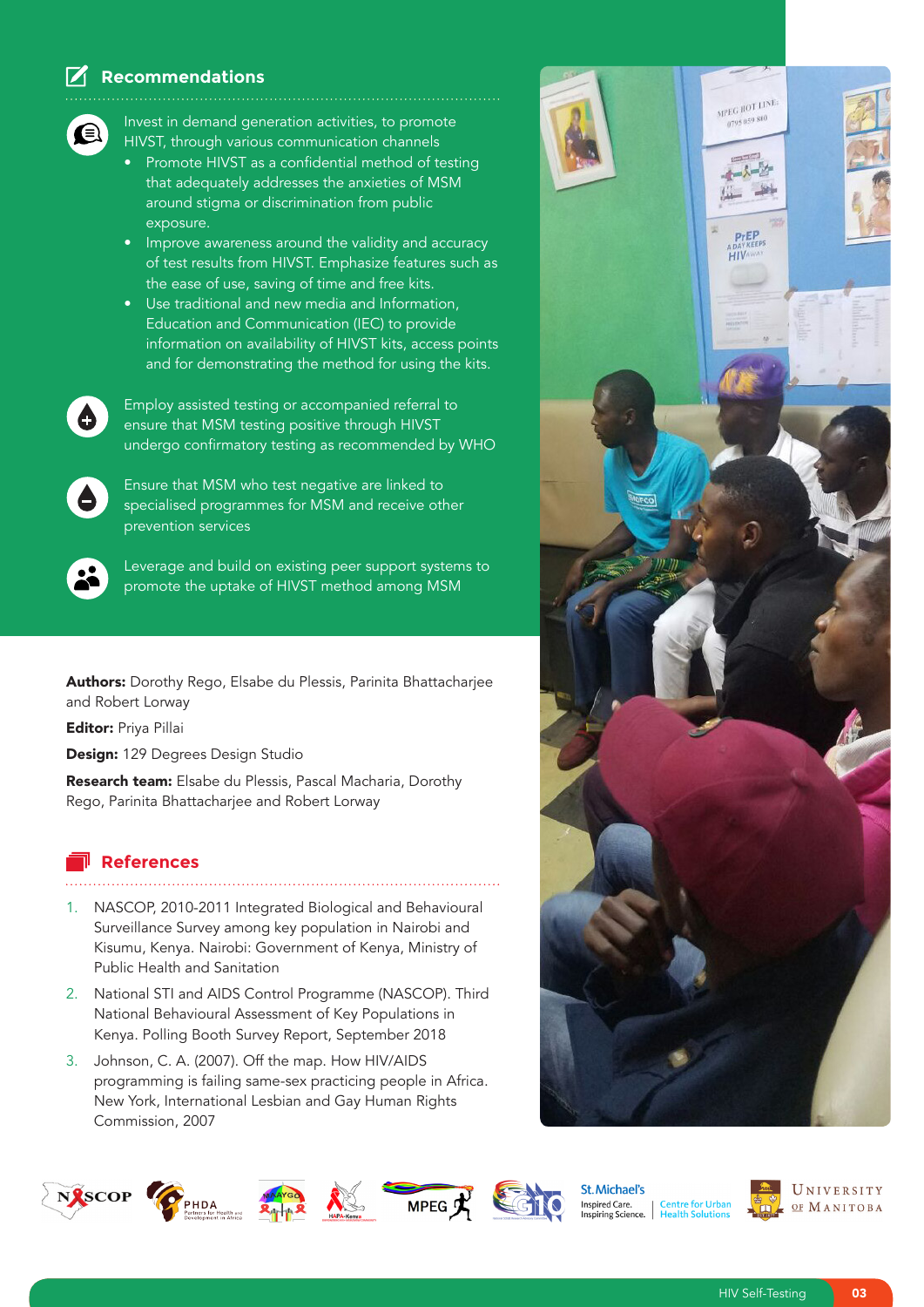## Recommendations

Invest in demand generation activities, to promote HIVST, through various communication channels

- Promote HIVST as a confidential method of testing that adequately addresses the anxieties of MSM around stigma or discrimination from public exposure.
- Improve awareness around the validity and accuracy of test results from HIVST. Emphasize features such as the ease of use, saving of time and free kits.
- Use traditional and new media and Information, Education and Communication (IEC) to provide information on availability of HIVST kits, access points and for demonstrating the method for using the kits.

Employ assisted testing or accompanied referral to ensure that MSM testing positive through HIVST undergo confirmatory testing as recommended by WHO

Ensure that MSM who test negative are linked to specialised programmes for MSM and receive other prevention services

Leverage and build on existing peer support systems to promote the uptake of HIVST method among MSM

**Authors:** Dorothy Rego, Elsabe du Plessis, Parinita Bhattacharjee and Robert Lorway

**Editor:** Priya Pillai

**Design:** 129 Degrees Design Studio

**Research team:** Elsabe du Plessis, Pascal Macharia, Dorothy Rego, Parinita Bhattacharjee and Robert Lorway

## References

1. NASCOP, 2010-2011 Integrated Biological and Behavioural Surveillance Survey among key population in Nairobi and Kisumu, Kenya. Nairobi: Government of Kenya, Ministry of Public Health and Sanitation
2. National STI and AIDS Control Programme (NASCOP). Third National Behavioural Assessment of Key Populations in Kenya. Polling Booth Survey Report, September 2018
3. Johnson, C. A. (2007). Off the map. How HIV/AIDS programming is failing same-sex practicing people in Africa. New York, International Lesbian and Gay Human Rights Commission, 2007